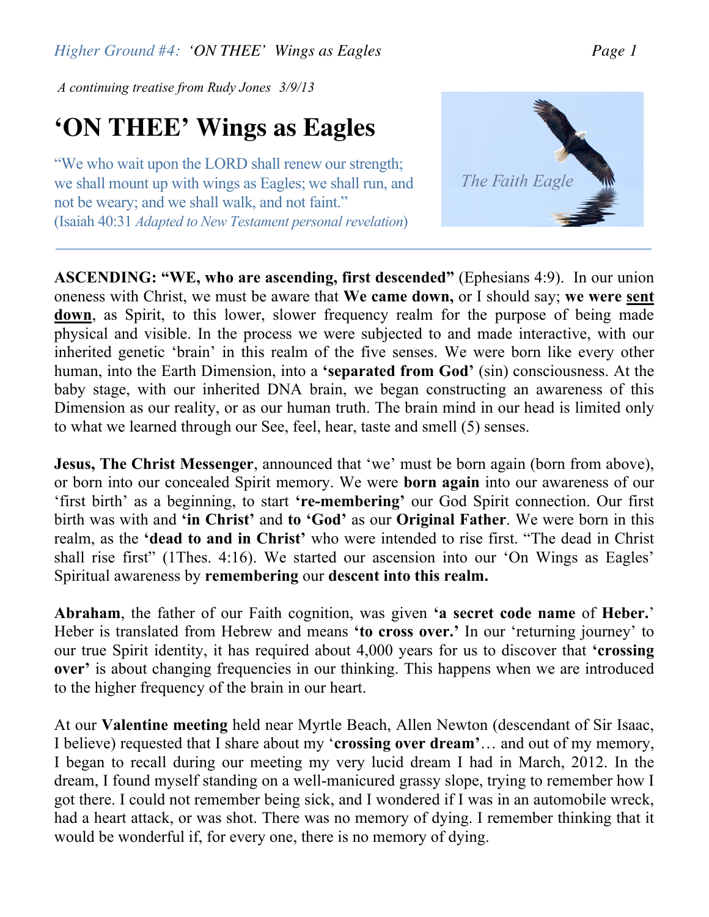*A continuing treatise from Rudy Jones 3/9/13*

# 'ON THEE' Wings as Eagles

"We who wait upon the LORD shall renew our strength; we shall mount up with wings as Eagles; we shall run, and not be weary; and we shall walk, and not faint."
(Isaiah 40:31 *Adapted to New Testament personal revelation*)

The Faith Eagle

---

**ASCENDING: "WE, who are ascending, first descended"** (Ephesians 4:9). In our union oneness with Christ, we must be aware that **We came down,** or I should say; **we were <u>sent</u> <u>down</u>**, as Spirit, to this lower, slower frequency realm for the purpose of being made physical and visible. In the process we were subjected to and made interactive, with our inherited genetic 'brain' in this realm of the five senses. We were born like every other human, into the Earth Dimension, into a **'separated from God'** (sin) consciousness. At the baby stage, with our inherited DNA brain, we began constructing an awareness of this Dimension as our reality, or as our human truth. The brain mind in our head is limited only to what we learned through our See, feel, hear, taste and smell (5) senses.

**Jesus, The Christ Messenger**, announced that 'we' must be born again (born from above), or born into our concealed Spirit memory. We were **born again** into our awareness of our 'first birth' as a beginning, to start **'re-membering'** our God Spirit connection. Our first birth was with and **'in Christ'** and **to 'God'** as our **Original Father**. We were born in this realm, as the **'dead to and in Christ'** who were intended to rise first. "The dead in Christ shall rise first" (1Thes. 4:16). We started our ascension into our 'On Wings as Eagles' Spiritual awareness by **remembering** our **descent into this realm.**

**Abraham**, the father of our Faith cognition, was given **'a secret code name** of **Heber.**' Heber is translated from Hebrew and means **'to cross over.'** In our 'returning journey' to our true Spirit identity, it has required about 4,000 years for us to discover that **'crossing over'** is about changing frequencies in our thinking. This happens when we are introduced to the higher frequency of the brain in our heart.

At our **Valentine meeting** held near Myrtle Beach, Allen Newton (descendant of Sir Isaac, I believe) requested that I share about my '**crossing over dream**'… and out of my memory, I began to recall during our meeting my very lucid dream I had in March, 2012. In the dream, I found myself standing on a well-manicured grassy slope, trying to remember how I got there. I could not remember being sick, and I wondered if I was in an automobile wreck, had a heart attack, or was shot. There was no memory of dying. I remember thinking that it would be wonderful if, for every one, there is no memory of dying.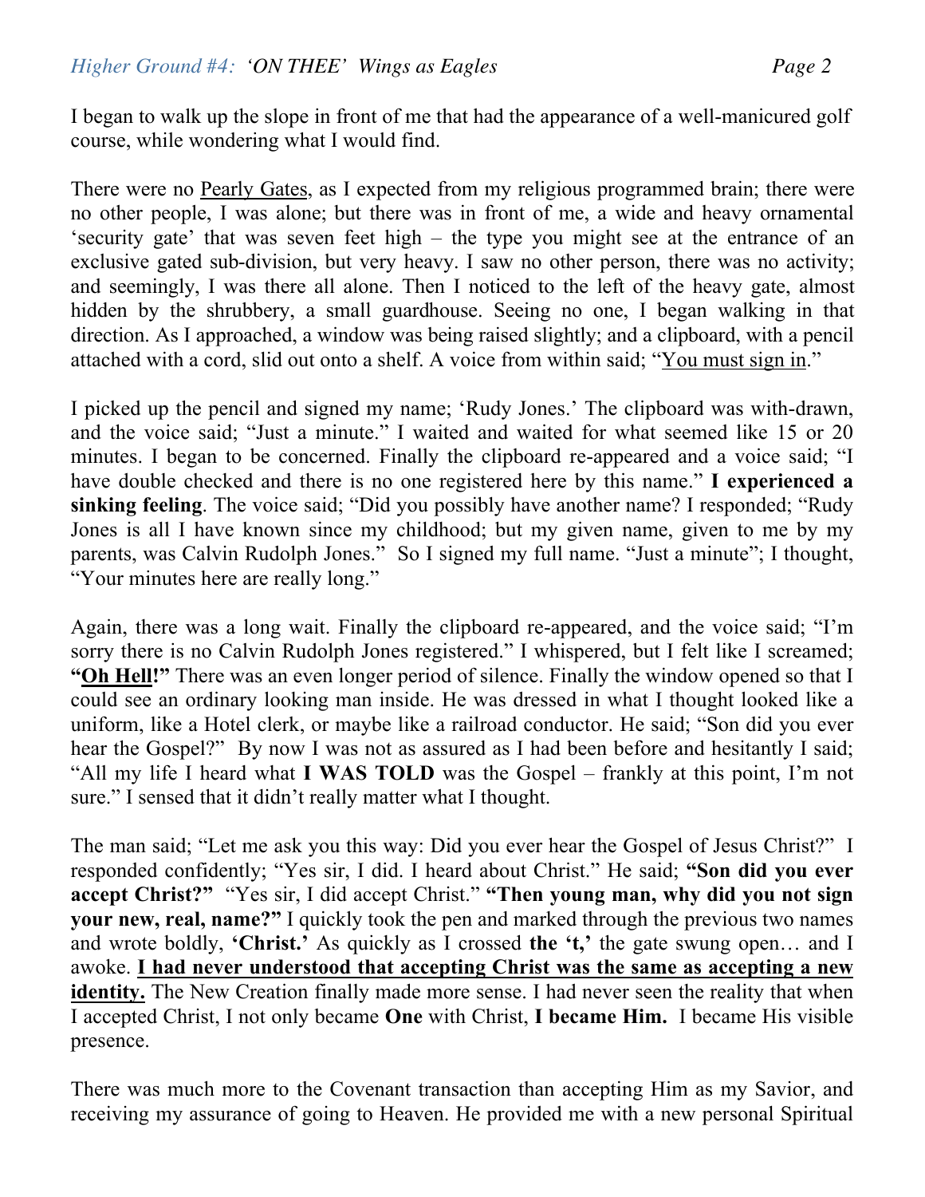I began to walk up the slope in front of me that had the appearance of a well-manicured golf course, while wondering what I would find.

There were no <u>Pearly Gates</u>, as I expected from my religious programmed brain; there were no other people, I was alone; but there was in front of me, a wide and heavy ornamental 'security gate' that was seven feet high – the type you might see at the entrance of an exclusive gated sub-division, but very heavy. I saw no other person, there was no activity; and seemingly, I was there all alone. Then I noticed to the left of the heavy gate, almost hidden by the shrubbery, a small guardhouse. Seeing no one, I began walking in that direction. As I approached, a window was being raised slightly; and a clipboard, with a pencil attached with a cord, slid out onto a shelf. A voice from within said; "<u>You must sign in</u>."

I picked up the pencil and signed my name; 'Rudy Jones.' The clipboard was with-drawn, and the voice said; "Just a minute." I waited and waited for what seemed like 15 or 20 minutes. I began to be concerned. Finally the clipboard re-appeared and a voice said; "I have double checked and there is no one registered here by this name." **I experienced a sinking feeling**. The voice said; "Did you possibly have another name? I responded; "Rudy Jones is all I have known since my childhood; but my given name, given to me by my parents, was Calvin Rudolph Jones." So I signed my full name. "Just a minute"; I thought, "Your minutes here are really long."

Again, there was a long wait. Finally the clipboard re-appeared, and the voice said; "I'm sorry there is no Calvin Rudolph Jones registered." I whispered, but I felt like I screamed; **"<u>Oh Hell</u>!"** There was an even longer period of silence. Finally the window opened so that I could see an ordinary looking man inside. He was dressed in what I thought looked like a uniform, like a Hotel clerk, or maybe like a railroad conductor. He said; "Son did you ever hear the Gospel?" By now I was not as assured as I had been before and hesitantly I said; "All my life I heard what **I WAS TOLD** was the Gospel – frankly at this point, I'm not sure." I sensed that it didn't really matter what I thought.

The man said; "Let me ask you this way: Did you ever hear the Gospel of Jesus Christ?" I responded confidently; "Yes sir, I did. I heard about Christ." He said; **"Son did you ever accept Christ?"** "Yes sir, I did accept Christ." **"Then young man, why did you not sign your new, real, name?"** I quickly took the pen and marked through the previous two names and wrote boldly, **'Christ.'** As quickly as I crossed **the 't,'** the gate swung open… and I awoke. **<u>I had never understood that accepting Christ was the same as accepting a new identity.</u>** The New Creation finally made more sense. I had never seen the reality that when I accepted Christ, I not only became **One** with Christ, **I became Him.** I became His visible presence.

There was much more to the Covenant transaction than accepting Him as my Savior, and receiving my assurance of going to Heaven. He provided me with a new personal Spiritual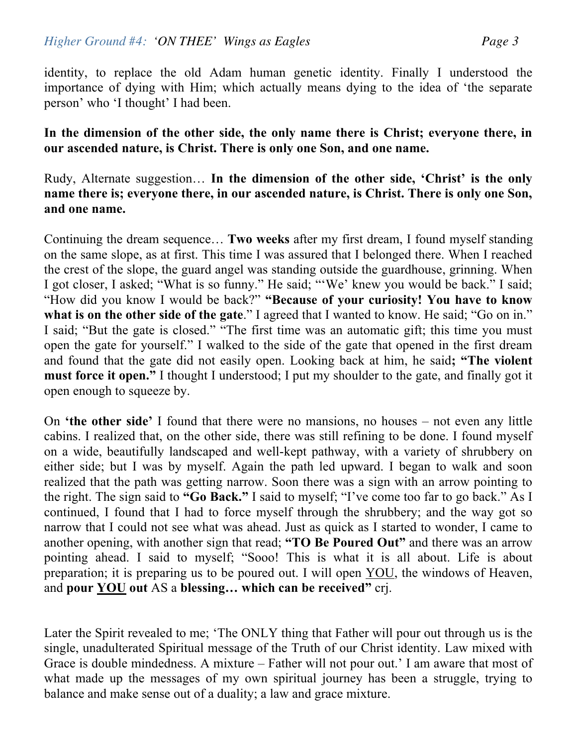identity, to replace the old Adam human genetic identity. Finally I understood the importance of dying with Him; which actually means dying to the idea of 'the separate person' who 'I thought' I had been.

**In the dimension of the other side, the only name there is Christ; everyone there, in our ascended nature, is Christ. There is only one Son, and one name.**

Rudy, Alternate suggestion… **In the dimension of the other side, 'Christ' is the only name there is; everyone there, in our ascended nature, is Christ. There is only one Son, and one name.**

Continuing the dream sequence… **Two weeks** after my first dream, I found myself standing on the same slope, as at first. This time I was assured that I belonged there. When I reached the crest of the slope, the guard angel was standing outside the guardhouse, grinning. When I got closer, I asked; "What is so funny." He said; "'We' knew you would be back." I said; "How did you know I would be back?" **"Because of your curiosity! You have to know what is on the other side of the gate**." I agreed that I wanted to know. He said; "Go on in." I said; "But the gate is closed." "The first time was an automatic gift; this time you must open the gate for yourself." I walked to the side of the gate that opened in the first dream and found that the gate did not easily open. Looking back at him, he said**; "The violent must force it open."** I thought I understood; I put my shoulder to the gate, and finally got it open enough to squeeze by.

On **'the other side'** I found that there were no mansions, no houses – not even any little cabins. I realized that, on the other side, there was still refining to be done. I found myself on a wide, beautifully landscaped and well-kept pathway, with a variety of shrubbery on either side; but I was by myself. Again the path led upward. I began to walk and soon realized that the path was getting narrow. Soon there was a sign with an arrow pointing to the right. The sign said to **"Go Back."** I said to myself; "I've come too far to go back." As I continued, I found that I had to force myself through the shrubbery; and the way got so narrow that I could not see what was ahead. Just as quick as I started to wonder, I came to another opening, with another sign that read; **"TO Be Poured Out"** and there was an arrow pointing ahead. I said to myself; "Sooo! This is what it is all about. Life is about preparation; it is preparing us to be poured out. I will open <u>YOU</u>, the windows of Heaven, and **pour <u>YOU</u> out** AS a **blessing… which can be received"** crj.

Later the Spirit revealed to me; 'The ONLY thing that Father will pour out through us is the single, unadulterated Spiritual message of the Truth of our Christ identity. Law mixed with Grace is double mindedness. A mixture – Father will not pour out.' I am aware that most of what made up the messages of my own spiritual journey has been a struggle, trying to balance and make sense out of a duality; a law and grace mixture.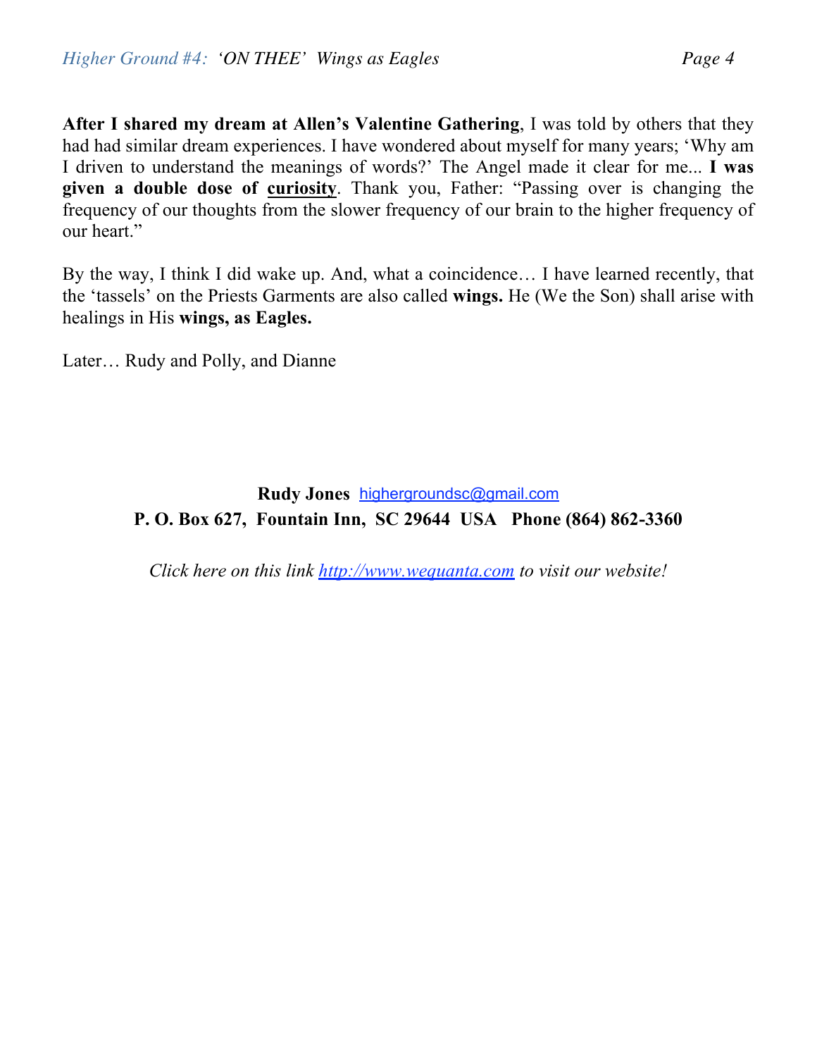**After I shared my dream at Allen's Valentine Gathering**, I was told by others that they had had similar dream experiences. I have wondered about myself for many years; 'Why am I driven to understand the meanings of words?' The Angel made it clear for me... **I was given a double dose of <u>curiosity</u>**. Thank you, Father: "Passing over is changing the frequency of our thoughts from the slower frequency of our brain to the higher frequency of our heart."

By the way, I think I did wake up. And, what a coincidence… I have learned recently, that the 'tassels' on the Priests Garments are also called **wings.** He (We the Son) shall arise with healings in His **wings, as Eagles.**

Later… Rudy and Polly, and Dianne

**Rudy Jones** highergroundsc@gmail.com
**P. O. Box 627, Fountain Inn, SC 29644 USA Phone (864) 862-3360**

*Click here on this link [http://www.wequanta.com](http://www.wequanta.com) to visit our website!*